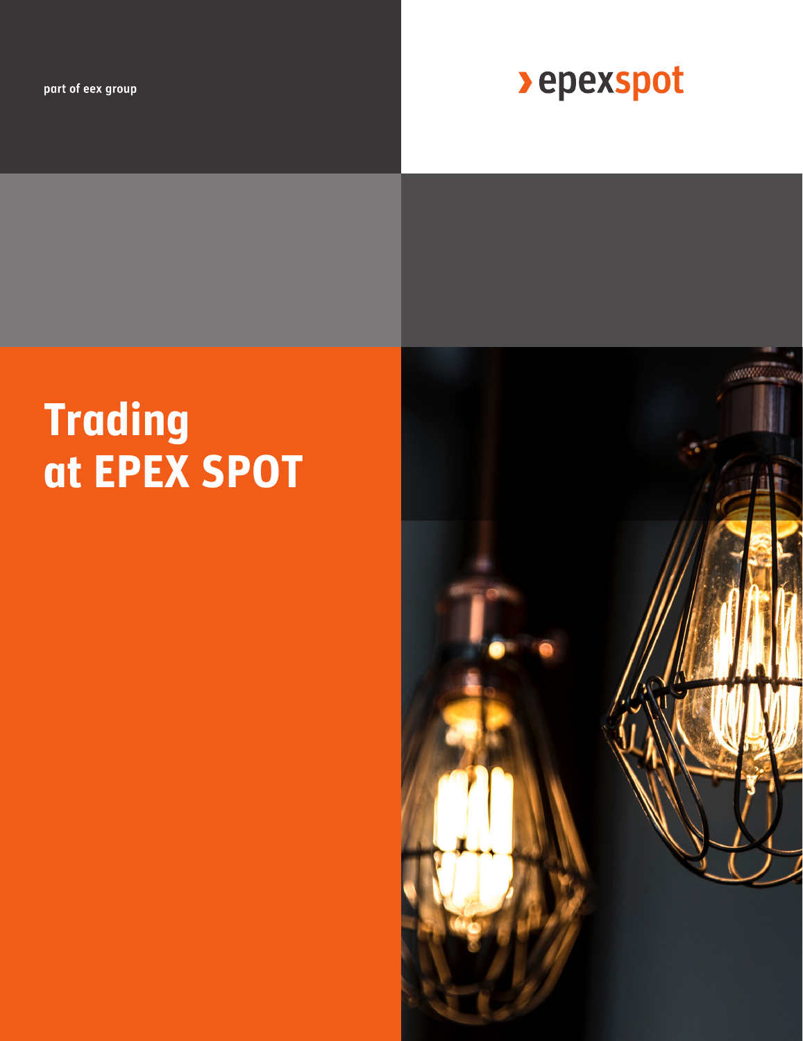part of eex group

› epexspot

# Trading at EPEX SPOT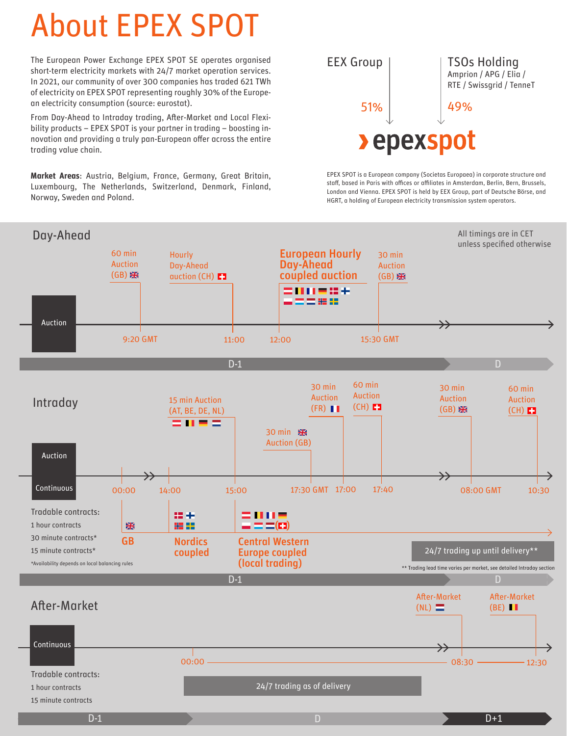# About EPEX SPOT

The European Power Exchange EPEX SPOT SE operates organised short-term electricity markets with 24/7 market operation services. In 2021, our community of over 300 companies has traded 621 TWh of electricity on EPEX SPOT representing roughly 30% of the European electricity consumption (source: eurostat).

From Day-Ahead to Intraday trading, After-Market and Local Flexibility products – EPEX SPOT is your partner in trading – boosting innovation and providing a truly pan-European offer across the entire trading value chain.

**Market Areas**: Austria, Belgium, France, Germany, Great Britain, Luxembourg, The Netherlands, Switzerland, Denmark, Finland, Norway, Sweden and Poland.

EEX Group — 51%

TSOs Holding — Amprion / APG / Elia / RTE / Swissgrid / TenneT — 49%

epexspot

EPEX SPOT is a European company (Societas Europaea) in corporate structure and staff, based in Paris with offices or affiliates in Amsterdam, Berlin, Bern, Brussels, London and Vienna. EPEX SPOT is held by EEX Group, part of Deutsche Börse, and HGRT, a holding of European electricity transmission system operators.

## Day-Ahead

All timings are in CET unless specified otherwise

Auction

- 60 min Auction (GB) – 9:20 GMT
- Hourly Day-Ahead auction (CH) – 11:00
- European Hourly Day-Ahead coupled auction – 12:00
- 30 min Auction (GB) – 15:30 GMT

D-1 | D

## Intraday

Auction

- 15 min Auction (AT, BE, DE, NL) – 15:00
- 30 min Auction (GB) – 17:30 GMT
- 30 min Auction (FR) – 17:00
- 60 min Auction (CH) – 17:40
- 30 min Auction (GB) – 08:00 GMT
- 60 min Auction (CH) – 10:30

Continuous

- 00:00 – GB
- 14:00 – Nordics coupled
- 15:00 – Central Western Europe coupled (local trading)

Tradable contracts:

- 1 hour contracts
- 30 minute contracts*
- 15 minute contracts*

*Availability depends on local balancing rules

24/7 trading up until delivery**

** Trading lead time varies per market, see detailed Intraday section

D-1 | D

## After-Market

Continuous

- 00:00
- After-Market (NL) – 08:30
- After-Market (BE) – 12:30

24/7 trading as of delivery

Tradable contracts:

- 1 hour contracts
- 15 minute contracts

D-1 | D | D+1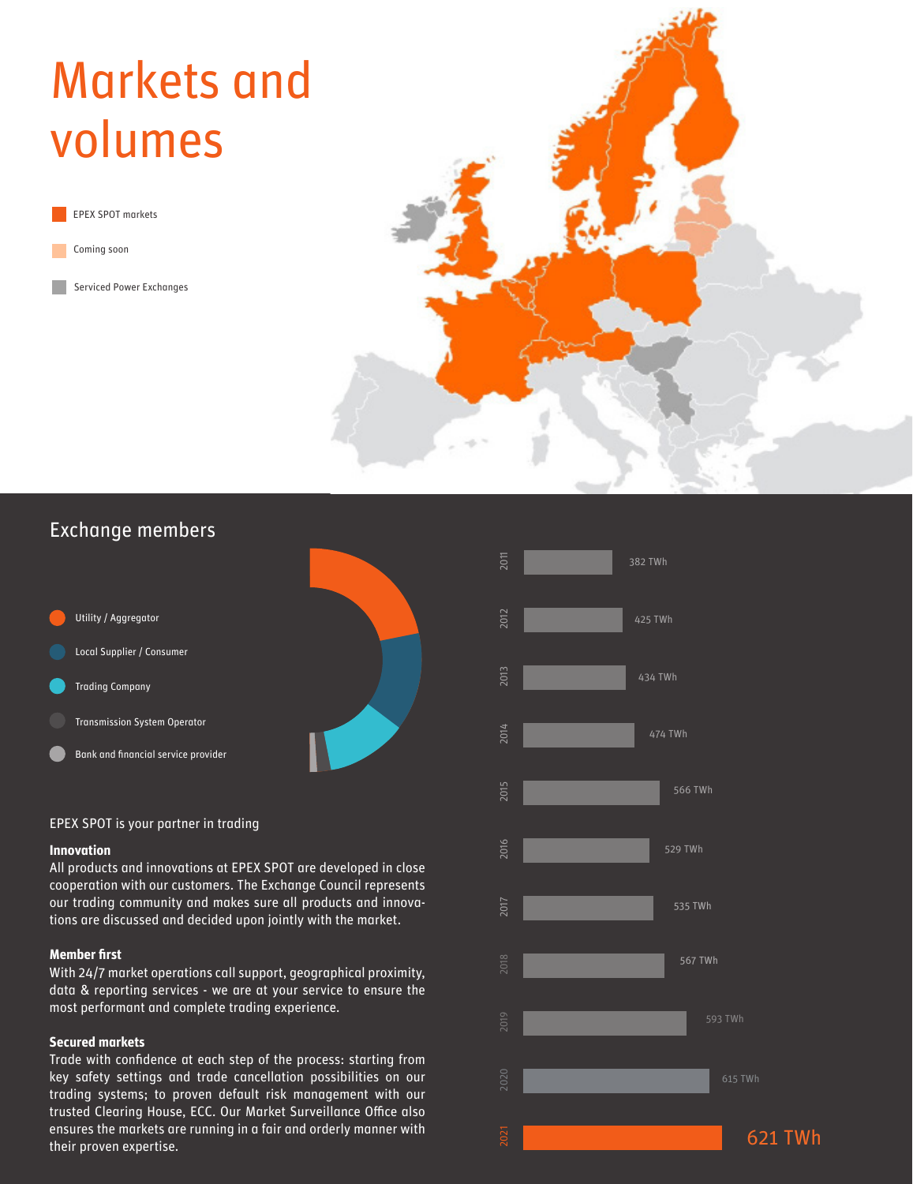# Markets and volumes

- EPEX SPOT markets
- Coming soon
- Serviced Power Exchanges

## Exchange members

- Utility / Aggregator
- Local Supplier / Consumer
- Trading Company
- Transmission System Operator
- Bank and financial service provider

| Year | Volume |
|---|---|
| 2011 | 382 TWh |
| 2012 | 425 TWh |
| 2013 | 434 TWh |
| 2014 | 474 TWh |
| 2015 | 566 TWh |
| 2016 | 529 TWh |
| 2017 | 535 TWh |
| 2018 | 567 TWh |
| 2019 | 593 TWh |
| 2020 | 615 TWh |
| 2021 | 621 TWh |

EPEX SPOT is your partner in trading

**Innovation**
All products and innovations at EPEX SPOT are developed in close cooperation with our customers. The Exchange Council represents our trading community and makes sure all products and innovations are discussed and decided upon jointly with the market.

**Member first**
With 24/7 market operations call support, geographical proximity, data & reporting services - we are at your service to ensure the most performant and complete trading experience.

**Secured markets**
Trade with confidence at each step of the process: starting from key safety settings and trade cancellation possibilities on our trading systems; to proven default risk management with our trusted Clearing House, ECC. Our Market Surveillance Office also ensures the markets are running in a fair and orderly manner with their proven expertise.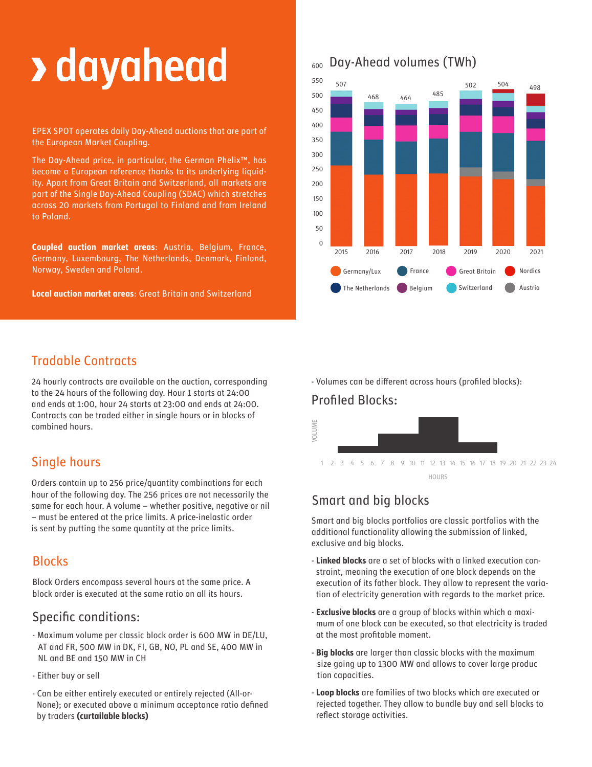# › dayahead

EPEX SPOT operates daily Day-Ahead auctions that are part of the European Market Coupling.

The Day-Ahead price, in particular, the German Phelix™, has become a European reference thanks to its underlying liquidity. Apart from Great Britain and Switzerland, all markets are part of the Single Day-Ahead Coupling (SDAC) which stretches across 20 markets from Portugal to Finland and from Ireland to Poland.

**Coupled auction market areas**: Austria, Belgium, France, Germany, Luxembourg, The Netherlands, Denmark, Finland, Norway, Sweden and Poland.

**Local auction market areas**: Great Britain and Switzerland

## Day-Ahead volumes (TWh)

| Year | 2015 | 2016 | 2017 | 2018 | 2019 | 2020 | 2021 |
|---|---|---|---|---|---|---|---|
| Total | 507 | 468 | 464 | 485 | 502 | 504 | 498 |

Germany/Lux, France, Great Britain, Nordics, The Netherlands, Belgium, Switzerland, Austria

## Tradable Contracts

24 hourly contracts are available on the auction, corresponding to the 24 hours of the following day. Hour 1 starts at 24:00 and ends at 1:00, hour 24 starts at 23:00 and ends at 24:00. Contracts can be traded either in single hours or in blocks of combined hours.

## Single hours

Orders contain up to 256 price/quantity combinations for each hour of the following day. The 256 prices are not necessarily the same for each hour. A volume – whether positive, negative or nil – must be entered at the price limits. A price-inelastic order is sent by putting the same quantity at the price limits.

## Blocks

Block Orders encompass several hours at the same price. A block order is executed at the same ratio on all its hours.

### Specific conditions:

- Maximum volume per classic block order is 600 MW in DE/LU, AT and FR, 500 MW in DK, FI, GB, NO, PL and SE, 400 MW in NL and BE and 150 MW in CH
- Either buy or sell
- Can be either entirely executed or entirely rejected (All-or-None); or executed above a minimum acceptance ratio defined by traders **(curtailable blocks)**
- Volumes can be different across hours (profiled blocks):

### Profiled Blocks:

VOLUME

1 2 3 4 5 6 7 8 9 10 11 12 13 14 15 16 17 18 19 20 21 22 23 24

HOURS

### Smart and big blocks

Smart and big blocks portfolios are classic portfolios with the additional functionality allowing the submission of linked, exclusive and big blocks.

- **Linked blocks** are a set of blocks with a linked execution constraint, meaning the execution of one block depends on the execution of its father block. They allow to represent the variation of electricity generation with regards to the market price.
- **Exclusive blocks** are a group of blocks within which a maximum of one block can be executed, so that electricity is traded at the most profitable moment.
- **Big blocks** are larger than classic blocks with the maximum size going up to 1300 MW and allows to cover large production capacities.
- **Loop blocks** are families of two blocks which are executed or rejected together. They allow to bundle buy and sell blocks to reflect storage activities.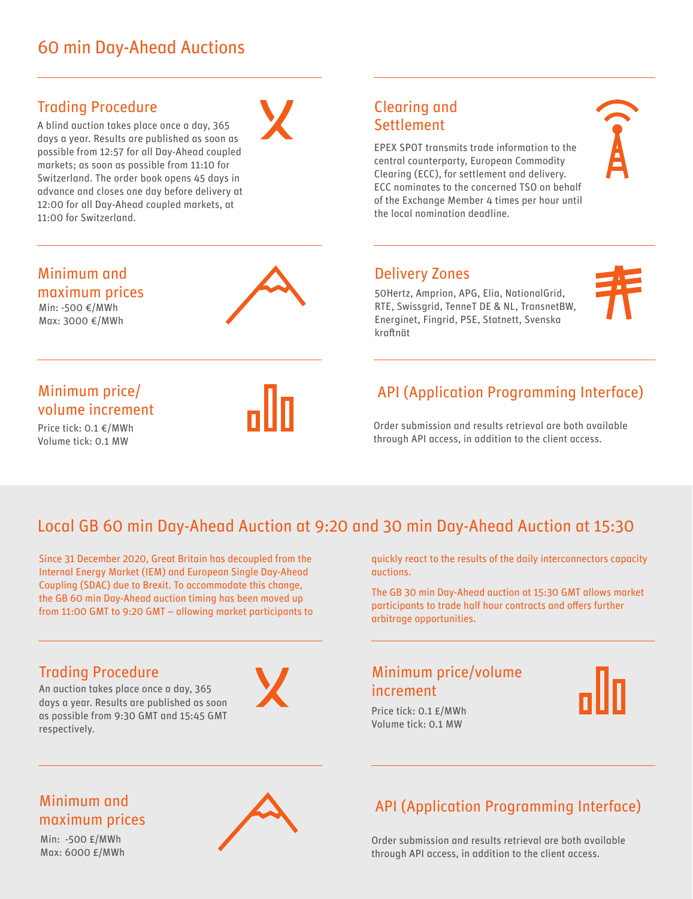# 60 min Day-Ahead Auctions

## Trading Procedure

A blind auction takes place once a day, 365 days a year. Results are published as soon as possible from 12:57 for all Day-Ahead coupled markets; as soon as possible from 11:10 for Switzerland. The order book opens 45 days in advance and closes one day before delivery at 12:00 for all Day-Ahead coupled markets, at 11:00 for Switzerland.

## Clearing and Settlement

EPEX SPOT transmits trade information to the central counterparty, European Commodity Clearing (ECC), for settlement and delivery. ECC nominates to the concerned TSO on behalf of the Exchange Member 4 times per hour until the local nomination deadline.

## Minimum and maximum prices

Min: -500 €/MWh
Max: 3000 €/MWh

## Delivery Zones

50Hertz, Amprion, APG, Elia, NationalGrid, RTE, Swissgrid, TenneT DE & NL, TransnetBW, Energinet, Fingrid, PSE, Statnett, Svenska kraftnät

## Minimum price/ volume increment

Price tick: 0.1 €/MWh
Volume tick: 0.1 MW

## API (Application Programming Interface)

Order submission and results retrieval are both available through API access, in addition to the client access.

# Local GB 60 min Day-Ahead Auction at 9:20 and 30 min Day-Ahead Auction at 15:30

Since 31 December 2020, Great Britain has decoupled from the Internal Energy Market (IEM) and European Single Day-Ahead Coupling (SDAC) due to Brexit. To accommodate this change, the GB 60 min Day-Ahead auction timing has been moved up from 11:00 GMT to 9:20 GMT – allowing market participants to quickly react to the results of the daily interconnectors capacity auctions.

The GB 30 min Day-Ahead auction at 15:30 GMT allows market participants to trade half hour contracts and offers further arbitrage opportunities.

## Trading Procedure

An auction takes place once a day, 365 days a year. Results are published as soon as possible from 9:30 GMT and 15:45 GMT respectively.

## Minimum price/volume increment

Price tick: 0.1 £/MWh
Volume tick: 0.1 MW

## Minimum and maximum prices

Min: -500 £/MWh
Max: 6000 £/MWh

## API (Application Programming Interface)

Order submission and results retrieval are both available through API access, in addition to the client access.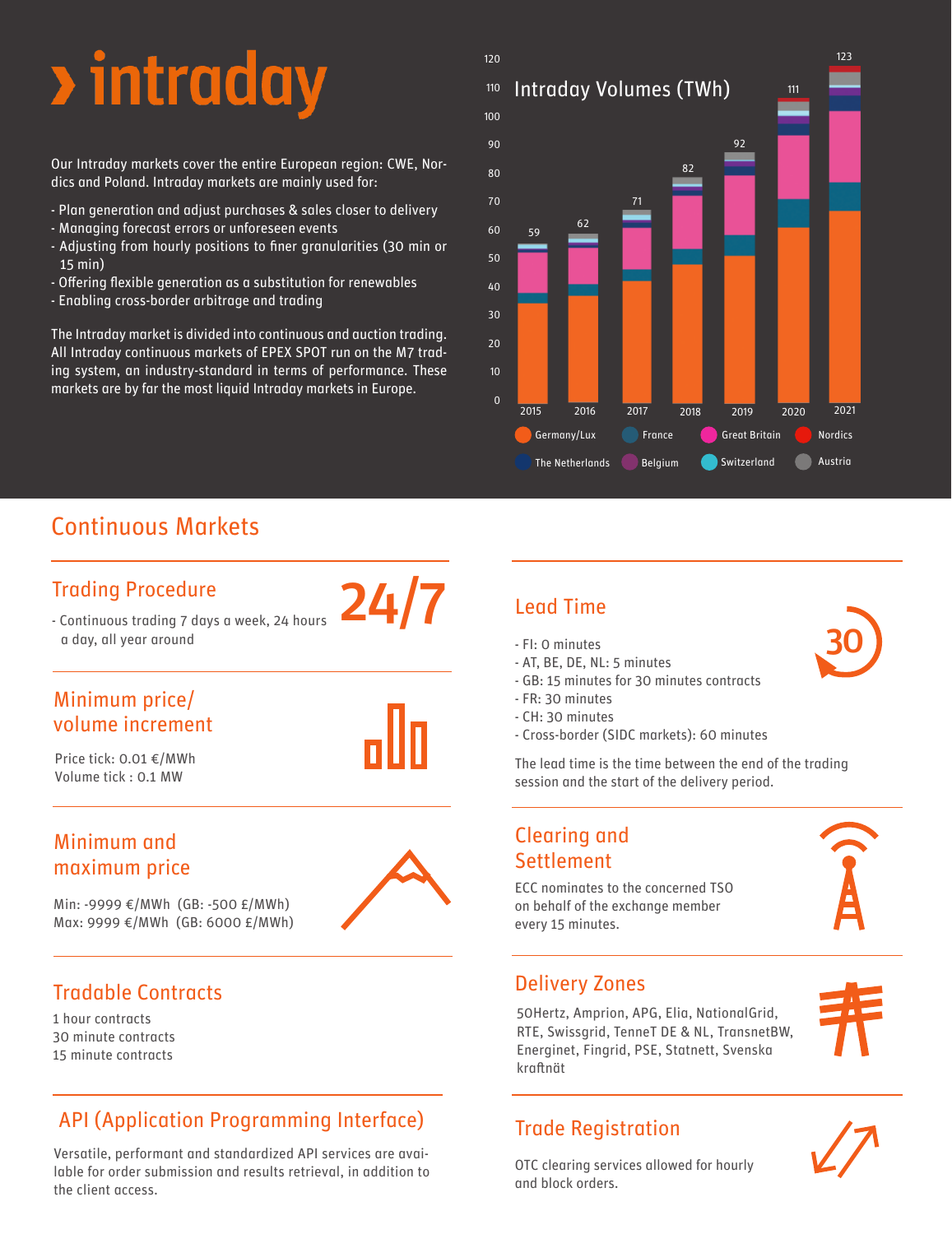# › intraday

Our Intraday markets cover the entire European region: CWE, Nordics and Poland. Intraday markets are mainly used for:

- Plan generation and adjust purchases & sales closer to delivery
- Managing forecast errors or unforeseen events
- Adjusting from hourly positions to finer granularities (30 min or 15 min)
- Offering flexible generation as a substitution for renewables
- Enabling cross-border arbitrage and trading

The Intraday market is divided into continuous and auction trading. All Intraday continuous markets of EPEX SPOT run on the M7 trading system, an industry-standard in terms of performance. These markets are by far the most liquid Intraday markets in Europe.

**Intraday Volumes (TWh)**

| Year | Total |
|---|---|
| 2015 | 59 |
| 2016 | 62 |
| 2017 | 71 |
| 2018 | 82 |
| 2019 | 92 |
| 2020 | 111 |
| 2021 | 123 |

Germany/Lux, France, Great Britain, Nordics, The Netherlands, Belgium, Switzerland, Austria

## Continuous Markets

### Trading Procedure

**24/7**

- Continuous trading 7 days a week, 24 hours a day, all year around

### Minimum price/ volume increment

Price tick: 0.01 €/MWh
Volume tick : 0.1 MW

### Minimum and maximum price

Min: -9999 €/MWh (GB: -500 £/MWh)
Max: 9999 €/MWh (GB: 6000 £/MWh)

### Tradable Contracts

1 hour contracts
30 minute contracts
15 minute contracts

### API (Application Programming Interface)

Versatile, performant and standardized API services are available for order submission and results retrieval, in addition to the client access.

### Lead Time

- FI: 0 minutes
- AT, BE, DE, NL: 5 minutes
- GB: 15 minutes for 30 minutes contracts
- FR: 30 minutes
- CH: 30 minutes
- Cross-border (SIDC markets): 60 minutes

The lead time is the time between the end of the trading session and the start of the delivery period.

### Clearing and Settlement

ECC nominates to the concerned TSO on behalf of the exchange member every 15 minutes.

### Delivery Zones

50Hertz, Amprion, APG, Elia, NationalGrid, RTE, Swissgrid, TenneT DE & NL, TransnetBW, Energinet, Fingrid, PSE, Statnett, Svenska kraftnät

### Trade Registration

OTC clearing services allowed for hourly and block orders.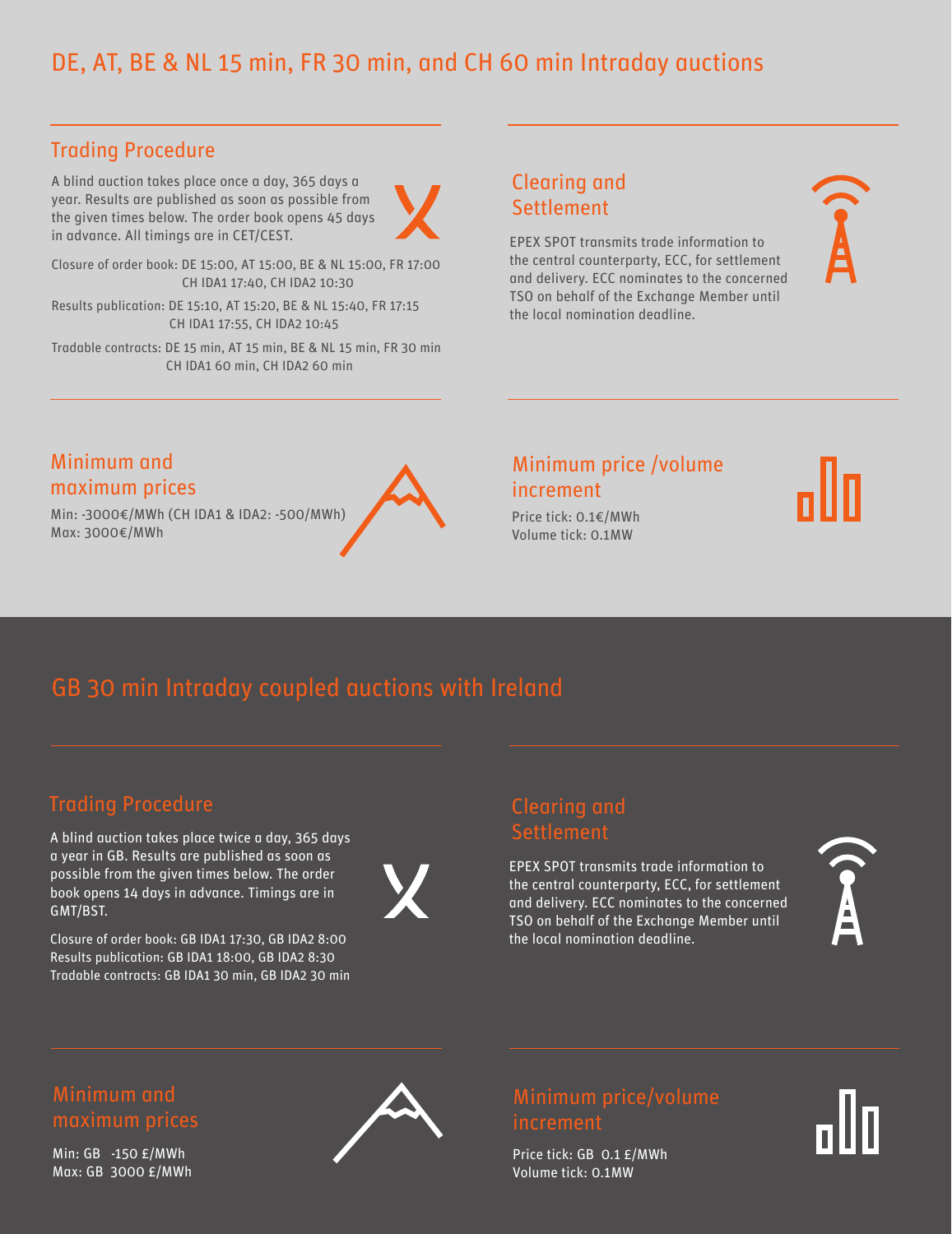# DE, AT, BE & NL 15 min, FR 30 min, and CH 60 min Intraday auctions

## Trading Procedure

A blind auction takes place once a day, 365 days a year. Results are published as soon as possible from the given times below. The order book opens 45 days in advance. All timings are in CET/CEST.

Closure of order book: DE 15:00, AT 15:00, BE & NL 15:00, FR 17:00
CH IDA1 17:40, CH IDA2 10:30

Results publication: DE 15:10, AT 15:20, BE & NL 15:40, FR 17:15
CH IDA1 17:55, CH IDA2 10:45

Tradable contracts: DE 15 min, AT 15 min, BE & NL 15 min, FR 30 min
CH IDA1 60 min, CH IDA2 60 min

## Clearing and Settlement

EPEX SPOT transmits trade information to the central counterparty, ECC, for settlement and delivery. ECC nominates to the concerned TSO on behalf of the Exchange Member until the local nomination deadline.

## Minimum and maximum prices

Min: -3000€/MWh (CH IDA1 & IDA2: -500/MWh)
Max: 3000€/MWh

## Minimum price /volume increment

Price tick: 0.1€/MWh
Volume tick: 0.1MW

# GB 30 min Intraday coupled auctions with Ireland

## Trading Procedure

A blind auction takes place twice a day, 365 days a year in GB. Results are published as soon as possible from the given times below. The order book opens 14 days in advance. Timings are in GMT/BST.

Closure of order book: GB IDA1 17:30, GB IDA2 8:00
Results publication: GB IDA1 18:00, GB IDA2 8:30
Tradable contracts: GB IDA1 30 min, GB IDA2 30 min

## Clearing and Settlement

EPEX SPOT transmits trade information to the central counterparty, ECC, for settlement and delivery. ECC nominates to the concerned TSO on behalf of the Exchange Member until the local nomination deadline.

## Minimum and maximum prices

Min: GB -150 £/MWh
Max: GB 3000 £/MWh

## Minimum price/volume increment

Price tick: GB 0.1 £/MWh
Volume tick: 0.1MW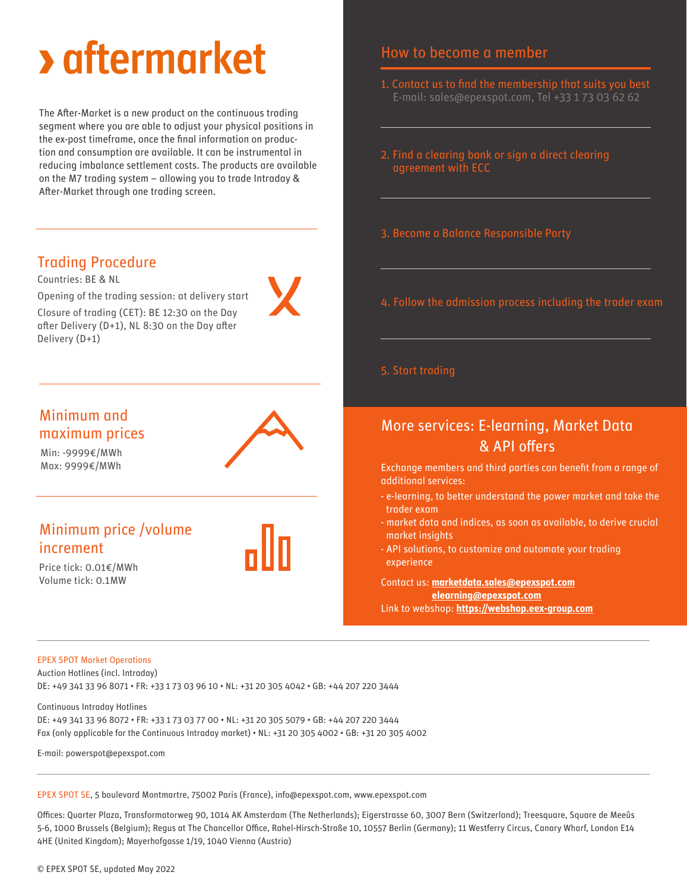# › aftermarket

The After-Market is a new product on the continuous trading segment where you are able to adjust your physical positions in the ex-post timeframe, once the final information on production and consumption are available. It can be instrumental in reducing imbalance settlement costs. The products are available on the M7 trading system – allowing you to trade Intraday & After-Market through one trading screen.

## Trading Procedure

Countries: BE & NL

Opening of the trading session: at delivery start

Closure of trading (CET): BE 12:30 on the Day after Delivery (D+1), NL 8:30 on the Day after Delivery (D+1)

## Minimum and maximum prices

Min: -9999€/MWh
Max: 9999€/MWh

## Minimum price /volume increment

Price tick: 0.01€/MWh
Volume tick: 0.1MW

## How to become a member

1. Contact us to find the membership that suits you best
   E-mail: sales@epexspot.com, Tel +33 1 73 03 62 62
2. Find a clearing bank or sign a direct clearing agreement with ECC
3. Become a Balance Responsible Party
4. Follow the admission process including the trader exam
5. Start trading

## More services: E-learning, Market Data & API offers

Exchange members and third parties can benefit from a range of additional services:

- e-learning, to better understand the power market and take the trader exam
- market data and indices, as soon as available, to derive crucial market insights
- API solutions, to customize and automate your trading experience

Contact us: **marketdata.sales@epexspot.com**
**elearning@epexspot.com**
Link to webshop: **https://webshop.eex-group.com**

EPEX SPOT Market Operations

Auction Hotlines (incl. Intraday)
DE: +49 341 33 96 8071 • FR: +33 1 73 03 96 10 • NL: +31 20 305 4042 • GB: +44 207 220 3444

Continuous Intraday Hotlines
DE: +49 341 33 96 8072 • FR: +33 1 73 03 77 00 • NL: +31 20 305 5079 • GB: +44 207 220 3444
Fax (only applicable for the Continuous Intraday market) • NL: +31 20 305 4002 • GB: +31 20 305 4002

E-mail: powerspot@epexspot.com

EPEX SPOT SE, 5 boulevard Montmartre, 75002 Paris (France), info@epexspot.com, www.epexspot.com

Offices: Quarter Plaza, Transformatorweg 90, 1014 AK Amsterdam (The Netherlands); Eigerstrasse 60, 3007 Bern (Switzerland); Treesquare, Square de Meeûs 5-6, 1000 Brussels (Belgium); Regus at The Chancellor Office, Rahel-Hirsch-Straße 10, 10557 Berlin (Germany); 11 Westferry Circus, Canary Wharf, London E14 4HE (United Kingdom); Mayerhofgasse 1/19, 1040 Vienna (Austria)

© EPEX SPOT SE, updated May 2022